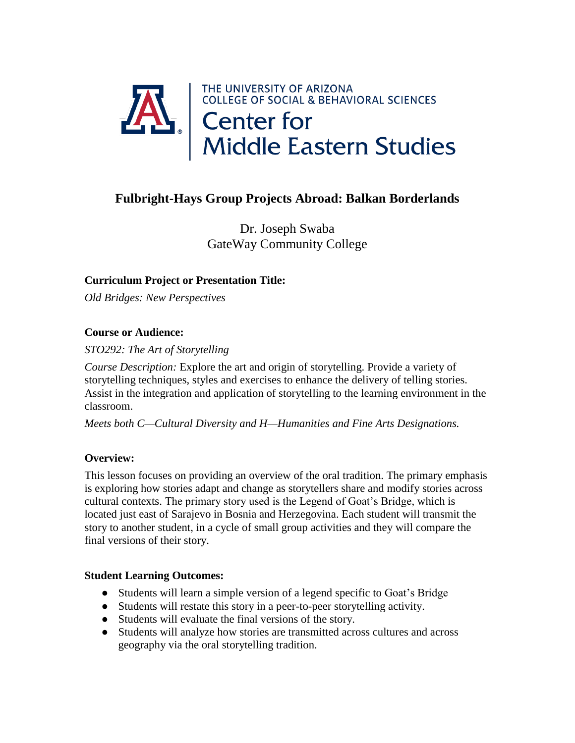THE UNIVERSITY OF ARIZONA
COLLEGE OF SOCIAL & BEHAVIORAL SCIENCES
Center for Middle Eastern Studies

# Fulbright-Hays Group Projects Abroad: Balkan Borderlands

Dr. Joseph Swaba
GateWay Community College

**Curriculum Project or Presentation Title:**

*Old Bridges: New Perspectives*

**Course or Audience:**

*STO292: The Art of Storytelling*

*Course Description:* Explore the art and origin of storytelling. Provide a variety of storytelling techniques, styles and exercises to enhance the delivery of telling stories. Assist in the integration and application of storytelling to the learning environment in the classroom.

*Meets both C—Cultural Diversity and H—Humanities and Fine Arts Designations.*

**Overview:**

This lesson focuses on providing an overview of the oral tradition. The primary emphasis is exploring how stories adapt and change as storytellers share and modify stories across cultural contexts. The primary story used is the Legend of Goat's Bridge, which is located just east of Sarajevo in Bosnia and Herzegovina. Each student will transmit the story to another student, in a cycle of small group activities and they will compare the final versions of their story.

**Student Learning Outcomes:**

- Students will learn a simple version of a legend specific to Goat's Bridge
- Students will restate this story in a peer-to-peer storytelling activity.
- Students will evaluate the final versions of the story.
- Students will analyze how stories are transmitted across cultures and across geography via the oral storytelling tradition.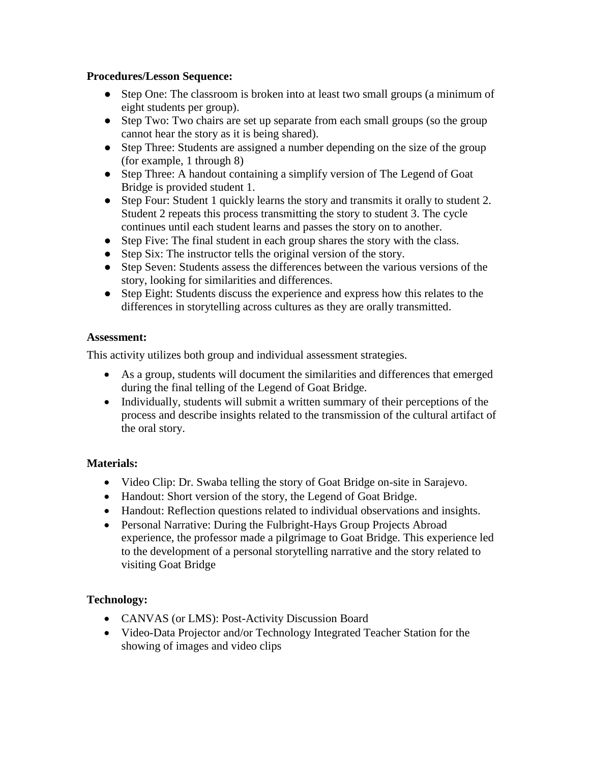**Procedures/Lesson Sequence:**

- Step One: The classroom is broken into at least two small groups (a minimum of eight students per group).
- Step Two: Two chairs are set up separate from each small groups (so the group cannot hear the story as it is being shared).
- Step Three: Students are assigned a number depending on the size of the group (for example, 1 through 8)
- Step Three: A handout containing a simplify version of The Legend of Goat Bridge is provided student 1.
- Step Four: Student 1 quickly learns the story and transmits it orally to student 2. Student 2 repeats this process transmitting the story to student 3. The cycle continues until each student learns and passes the story on to another.
- Step Five: The final student in each group shares the story with the class.
- Step Six: The instructor tells the original version of the story.
- Step Seven: Students assess the differences between the various versions of the story, looking for similarities and differences.
- Step Eight: Students discuss the experience and express how this relates to the differences in storytelling across cultures as they are orally transmitted.

**Assessment:**

This activity utilizes both group and individual assessment strategies.

- As a group, students will document the similarities and differences that emerged during the final telling of the Legend of Goat Bridge.
- Individually, students will submit a written summary of their perceptions of the process and describe insights related to the transmission of the cultural artifact of the oral story.

**Materials:**

- Video Clip: Dr. Swaba telling the story of Goat Bridge on-site in Sarajevo.
- Handout: Short version of the story, the Legend of Goat Bridge.
- Handout: Reflection questions related to individual observations and insights.
- Personal Narrative: During the Fulbright-Hays Group Projects Abroad experience, the professor made a pilgrimage to Goat Bridge. This experience led to the development of a personal storytelling narrative and the story related to visiting Goat Bridge

**Technology:**

- CANVAS (or LMS): Post-Activity Discussion Board
- Video-Data Projector and/or Technology Integrated Teacher Station for the showing of images and video clips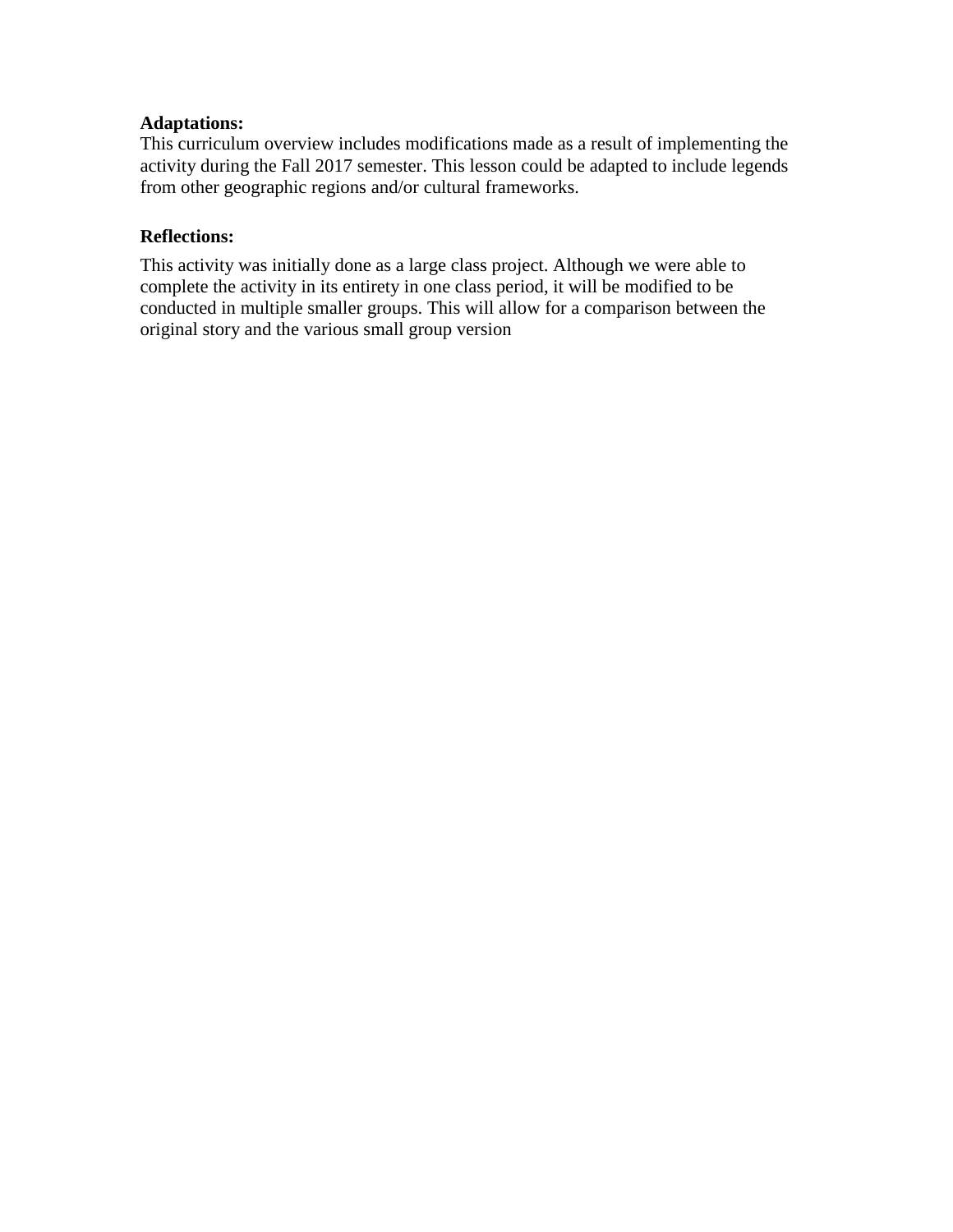**Adaptations:**

This curriculum overview includes modifications made as a result of implementing the activity during the Fall 2017 semester. This lesson could be adapted to include legends from other geographic regions and/or cultural frameworks.

**Reflections:**

This activity was initially done as a large class project. Although we were able to complete the activity in its entirety in one class period, it will be modified to be conducted in multiple smaller groups. This will allow for a comparison between the original story and the various small group version